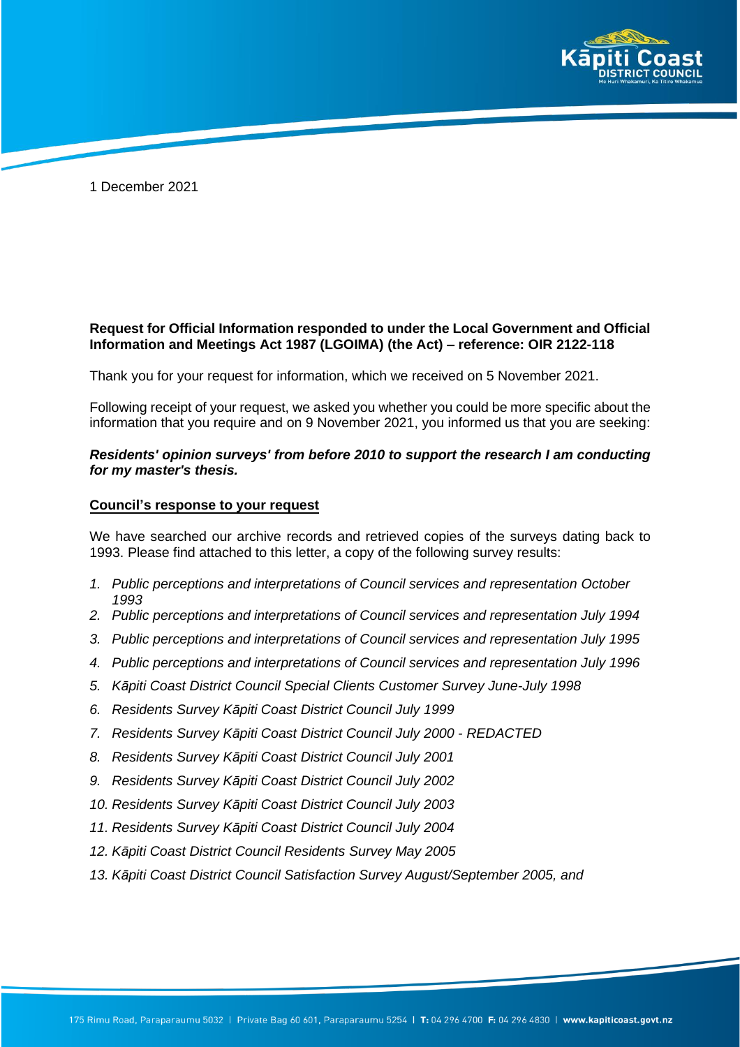1 December 2021

**Request for Official Information responded to under the Local Government and Official Information and Meetings Act 1987 (LGOIMA) (the Act) – reference: OIR 2122-118**

Thank you for your request for information, which we received on 5 November 2021.

Following receipt of your request, we asked you whether you could be more specific about the information that you require and on 9 November 2021, you informed us that you are seeking:

***Residents' opinion surveys' from before 2010 to support the research I am conducting for my master's thesis.***

**Council's response to your request**

We have searched our archive records and retrieved copies of the surveys dating back to 1993. Please find attached to this letter, a copy of the following survey results:

1. *Public perceptions and interpretations of Council services and representation October 1993*
2. *Public perceptions and interpretations of Council services and representation July 1994*
3. *Public perceptions and interpretations of Council services and representation July 1995*
4. *Public perceptions and interpretations of Council services and representation July 1996*
5. *Kāpiti Coast District Council Special Clients Customer Survey June-July 1998*
6. *Residents Survey Kāpiti Coast District Council July 1999*
7. *Residents Survey Kāpiti Coast District Council July 2000 - REDACTED*
8. *Residents Survey Kāpiti Coast District Council July 2001*
9. *Residents Survey Kāpiti Coast District Council July 2002*
10. *Residents Survey Kāpiti Coast District Council July 2003*
11. *Residents Survey Kāpiti Coast District Council July 2004*
12. *Kāpiti Coast District Council Residents Survey May 2005*
13. *Kāpiti Coast District Council Satisfaction Survey August/September 2005, and*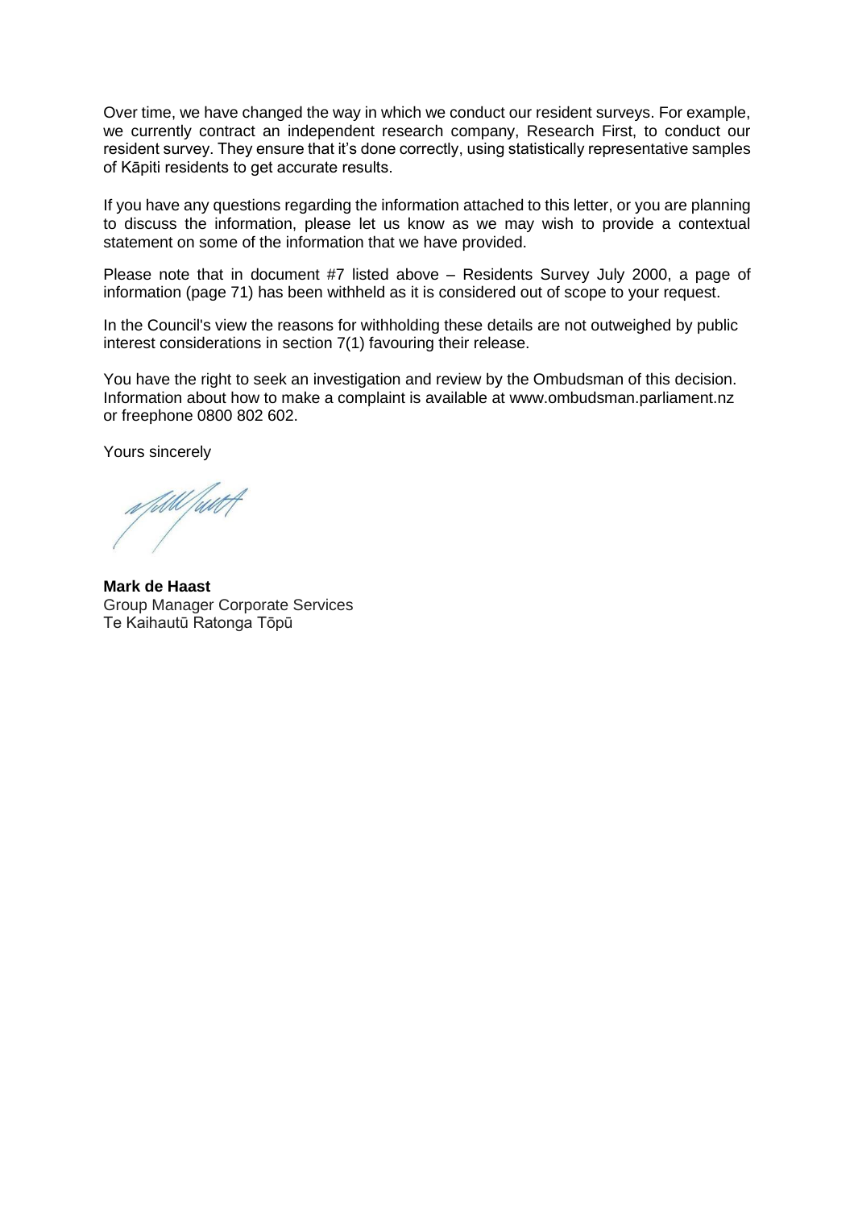Over time, we have changed the way in which we conduct our resident surveys. For example, we currently contract an independent research company, Research First, to conduct our resident survey. They ensure that it's done correctly, using statistically representative samples of Kāpiti residents to get accurate results.

If you have any questions regarding the information attached to this letter, or you are planning to discuss the information, please let us know as we may wish to provide a contextual statement on some of the information that we have provided.

Please note that in document #7 listed above – Residents Survey July 2000, a page of information (page 71) has been withheld as it is considered out of scope to your request.

In the Council's view the reasons for withholding these details are not outweighed by public interest considerations in section 7(1) favouring their release.

You have the right to seek an investigation and review by the Ombudsman of this decision. Information about how to make a complaint is available at www.ombudsman.parliament.nz or freephone 0800 802 602.

Yours sincerely

**Mark de Haast**
Group Manager Corporate Services
Te Kaihautū Ratonga Tōpū